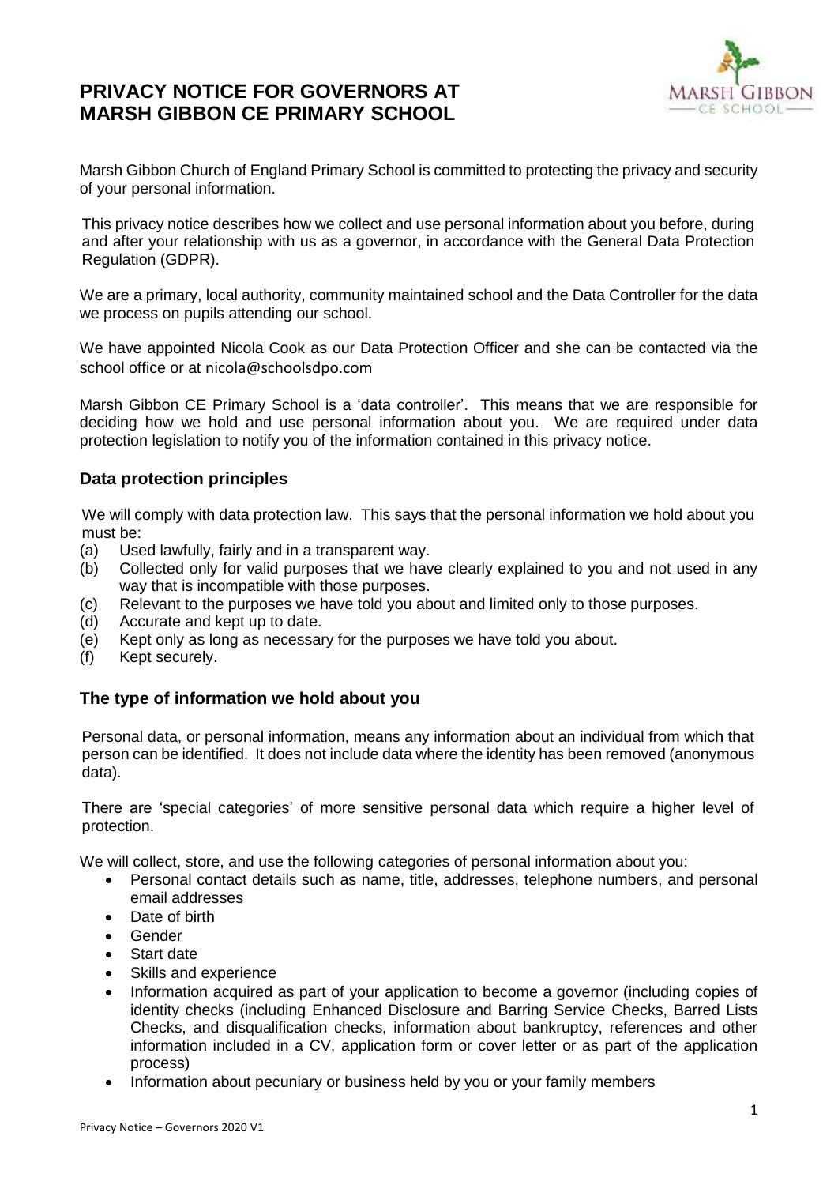# PRIVACY NOTICE FOR GOVERNORS AT MARSH GIBBON CE PRIMARY SCHOOL

Marsh Gibbon Church of England Primary School is committed to protecting the privacy and security of your personal information.

This privacy notice describes how we collect and use personal information about you before, during and after your relationship with us as a governor, in accordance with the General Data Protection Regulation (GDPR).

We are a primary, local authority, community maintained school and the Data Controller for the data we process on pupils attending our school.

We have appointed Nicola Cook as our Data Protection Officer and she can be contacted via the school office or at nicola@schoolsdpo.com

Marsh Gibbon CE Primary School is a 'data controller'. This means that we are responsible for deciding how we hold and use personal information about you. We are required under data protection legislation to notify you of the information contained in this privacy notice.

## Data protection principles

We will comply with data protection law. This says that the personal information we hold about you must be:

(a) Used lawfully, fairly and in a transparent way.
(b) Collected only for valid purposes that we have clearly explained to you and not used in any way that is incompatible with those purposes.
(c) Relevant to the purposes we have told you about and limited only to those purposes.
(d) Accurate and kept up to date.
(e) Kept only as long as necessary for the purposes we have told you about.
(f) Kept securely.

## The type of information we hold about you

Personal data, or personal information, means any information about an individual from which that person can be identified. It does not include data where the identity has been removed (anonymous data).

There are 'special categories' of more sensitive personal data which require a higher level of protection.

We will collect, store, and use the following categories of personal information about you:

- Personal contact details such as name, title, addresses, telephone numbers, and personal email addresses
- Date of birth
- Gender
- Start date
- Skills and experience
- Information acquired as part of your application to become a governor (including copies of identity checks (including Enhanced Disclosure and Barring Service Checks, Barred Lists Checks, and disqualification checks, information about bankruptcy, references and other information included in a CV, application form or cover letter or as part of the application process)
- Information about pecuniary or business held by you or your family members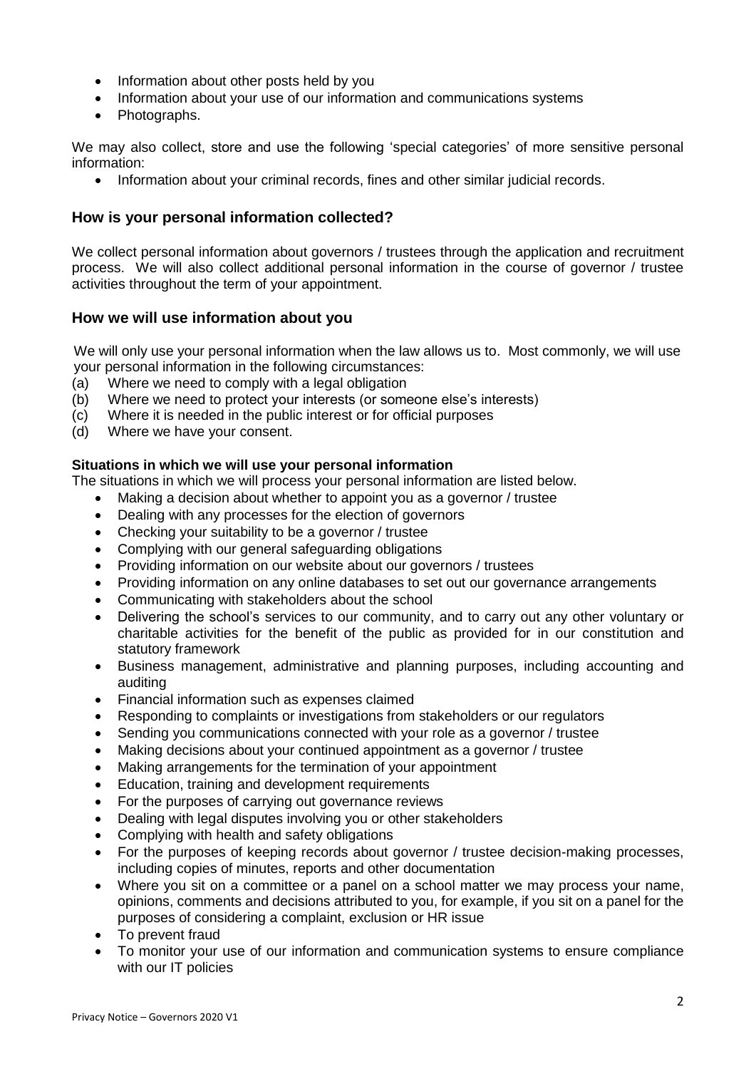- Information about other posts held by you
- Information about your use of our information and communications systems
- Photographs.

We may also collect, store and use the following 'special categories' of more sensitive personal information:

- Information about your criminal records, fines and other similar judicial records.

## How is your personal information collected?

We collect personal information about governors / trustees through the application and recruitment process. We will also collect additional personal information in the course of governor / trustee activities throughout the term of your appointment.

## How we will use information about you

We will only use your personal information when the law allows us to. Most commonly, we will use your personal information in the following circumstances:

(a) Where we need to comply with a legal obligation
(b) Where we need to protect your interests (or someone else's interests)
(c) Where it is needed in the public interest or for official purposes
(d) Where we have your consent.

**Situations in which we will use your personal information**

The situations in which we will process your personal information are listed below.

- Making a decision about whether to appoint you as a governor / trustee
- Dealing with any processes for the election of governors
- Checking your suitability to be a governor / trustee
- Complying with our general safeguarding obligations
- Providing information on our website about our governors / trustees
- Providing information on any online databases to set out our governance arrangements
- Communicating with stakeholders about the school
- Delivering the school's services to our community, and to carry out any other voluntary or charitable activities for the benefit of the public as provided for in our constitution and statutory framework
- Business management, administrative and planning purposes, including accounting and auditing
- Financial information such as expenses claimed
- Responding to complaints or investigations from stakeholders or our regulators
- Sending you communications connected with your role as a governor / trustee
- Making decisions about your continued appointment as a governor / trustee
- Making arrangements for the termination of your appointment
- Education, training and development requirements
- For the purposes of carrying out governance reviews
- Dealing with legal disputes involving you or other stakeholders
- Complying with health and safety obligations
- For the purposes of keeping records about governor / trustee decision-making processes, including copies of minutes, reports and other documentation
- Where you sit on a committee or a panel on a school matter we may process your name, opinions, comments and decisions attributed to you, for example, if you sit on a panel for the purposes of considering a complaint, exclusion or HR issue
- To prevent fraud
- To monitor your use of our information and communication systems to ensure compliance with our IT policies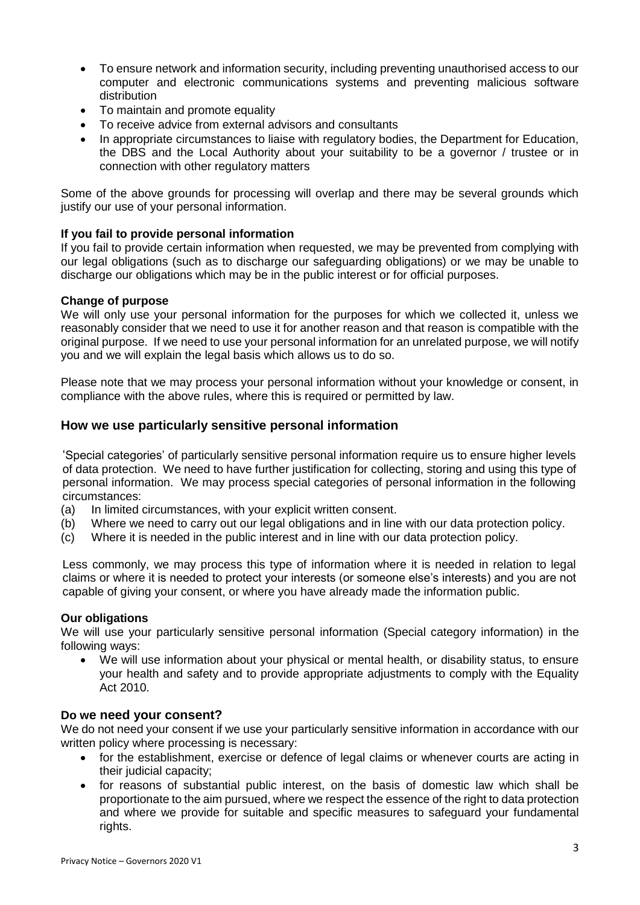- To ensure network and information security, including preventing unauthorised access to our computer and electronic communications systems and preventing malicious software distribution
- To maintain and promote equality
- To receive advice from external advisors and consultants
- In appropriate circumstances to liaise with regulatory bodies, the Department for Education, the DBS and the Local Authority about your suitability to be a governor / trustee or in connection with other regulatory matters

Some of the above grounds for processing will overlap and there may be several grounds which justify our use of your personal information.

**If you fail to provide personal information**

If you fail to provide certain information when requested, we may be prevented from complying with our legal obligations (such as to discharge our safeguarding obligations) or we may be unable to discharge our obligations which may be in the public interest or for official purposes.

**Change of purpose**

We will only use your personal information for the purposes for which we collected it, unless we reasonably consider that we need to use it for another reason and that reason is compatible with the original purpose. If we need to use your personal information for an unrelated purpose, we will notify you and we will explain the legal basis which allows us to do so.

Please note that we may process your personal information without your knowledge or consent, in compliance with the above rules, where this is required or permitted by law.

## How we use particularly sensitive personal information

'Special categories' of particularly sensitive personal information require us to ensure higher levels of data protection. We need to have further justification for collecting, storing and using this type of personal information. We may process special categories of personal information in the following circumstances:

(a) In limited circumstances, with your explicit written consent.
(b) Where we need to carry out our legal obligations and in line with our data protection policy.
(c) Where it is needed in the public interest and in line with our data protection policy.

Less commonly, we may process this type of information where it is needed in relation to legal claims or where it is needed to protect your interests (or someone else's interests) and you are not capable of giving your consent, or where you have already made the information public.

**Our obligations**

We will use your particularly sensitive personal information (Special category information) in the following ways:

- We will use information about your physical or mental health, or disability status, to ensure your health and safety and to provide appropriate adjustments to comply with the Equality Act 2010.

### Do we need your consent?

We do not need your consent if we use your particularly sensitive information in accordance with our written policy where processing is necessary:

- for the establishment, exercise or defence of legal claims or whenever courts are acting in their judicial capacity;
- for reasons of substantial public interest, on the basis of domestic law which shall be proportionate to the aim pursued, where we respect the essence of the right to data protection and where we provide for suitable and specific measures to safeguard your fundamental rights.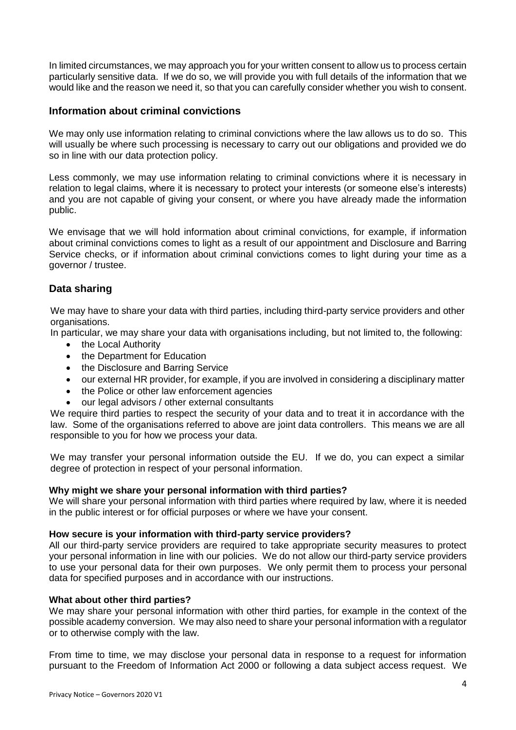In limited circumstances, we may approach you for your written consent to allow us to process certain particularly sensitive data. If we do so, we will provide you with full details of the information that we would like and the reason we need it, so that you can carefully consider whether you wish to consent.

## Information about criminal convictions

We may only use information relating to criminal convictions where the law allows us to do so. This will usually be where such processing is necessary to carry out our obligations and provided we do so in line with our data protection policy.

Less commonly, we may use information relating to criminal convictions where it is necessary in relation to legal claims, where it is necessary to protect your interests (or someone else's interests) and you are not capable of giving your consent, or where you have already made the information public.

We envisage that we will hold information about criminal convictions, for example, if information about criminal convictions comes to light as a result of our appointment and Disclosure and Barring Service checks, or if information about criminal convictions comes to light during your time as a governor / trustee.

## Data sharing

We may have to share your data with third parties, including third-party service providers and other organisations.

In particular, we may share your data with organisations including, but not limited to, the following:

- the Local Authority
- the Department for Education
- the Disclosure and Barring Service
- our external HR provider, for example, if you are involved in considering a disciplinary matter
- the Police or other law enforcement agencies
- our legal advisors / other external consultants

We require third parties to respect the security of your data and to treat it in accordance with the law. Some of the organisations referred to above are joint data controllers. This means we are all responsible to you for how we process your data.

We may transfer your personal information outside the EU. If we do, you can expect a similar degree of protection in respect of your personal information.

**Why might we share your personal information with third parties?**

We will share your personal information with third parties where required by law, where it is needed in the public interest or for official purposes or where we have your consent.

**How secure is your information with third-party service providers?**

All our third-party service providers are required to take appropriate security measures to protect your personal information in line with our policies. We do not allow our third-party service providers to use your personal data for their own purposes. We only permit them to process your personal data for specified purposes and in accordance with our instructions.

**What about other third parties?**

We may share your personal information with other third parties, for example in the context of the possible academy conversion. We may also need to share your personal information with a regulator or to otherwise comply with the law.

From time to time, we may disclose your personal data in response to a request for information pursuant to the Freedom of Information Act 2000 or following a data subject access request. We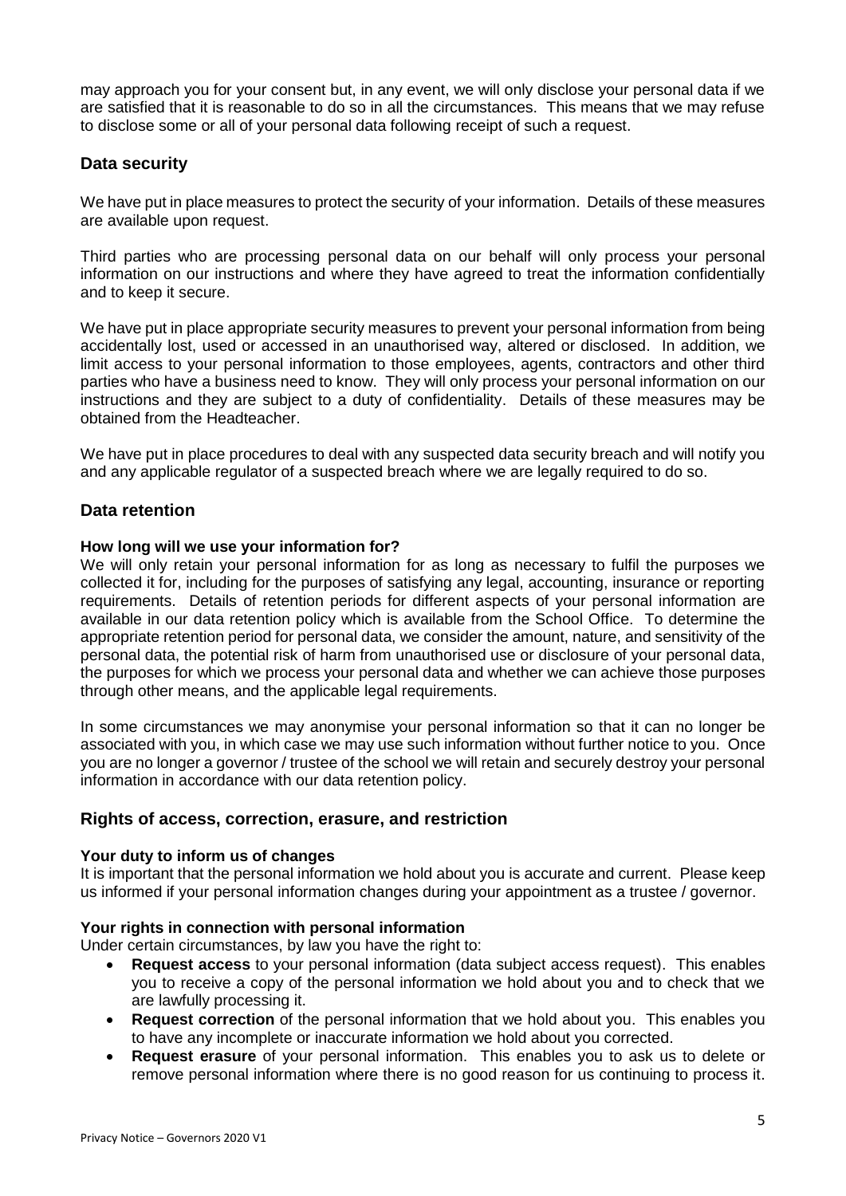may approach you for your consent but, in any event, we will only disclose your personal data if we are satisfied that it is reasonable to do so in all the circumstances. This means that we may refuse to disclose some or all of your personal data following receipt of such a request.

## Data security

We have put in place measures to protect the security of your information. Details of these measures are available upon request.

Third parties who are processing personal data on our behalf will only process your personal information on our instructions and where they have agreed to treat the information confidentially and to keep it secure.

We have put in place appropriate security measures to prevent your personal information from being accidentally lost, used or accessed in an unauthorised way, altered or disclosed. In addition, we limit access to your personal information to those employees, agents, contractors and other third parties who have a business need to know. They will only process your personal information on our instructions and they are subject to a duty of confidentiality. Details of these measures may be obtained from the Headteacher.

We have put in place procedures to deal with any suspected data security breach and will notify you and any applicable regulator of a suspected breach where we are legally required to do so.

## Data retention

**How long will we use your information for?**

We will only retain your personal information for as long as necessary to fulfil the purposes we collected it for, including for the purposes of satisfying any legal, accounting, insurance or reporting requirements. Details of retention periods for different aspects of your personal information are available in our data retention policy which is available from the School Office. To determine the appropriate retention period for personal data, we consider the amount, nature, and sensitivity of the personal data, the potential risk of harm from unauthorised use or disclosure of your personal data, the purposes for which we process your personal data and whether we can achieve those purposes through other means, and the applicable legal requirements.

In some circumstances we may anonymise your personal information so that it can no longer be associated with you, in which case we may use such information without further notice to you. Once you are no longer a governor / trustee of the school we will retain and securely destroy your personal information in accordance with our data retention policy.

## Rights of access, correction, erasure, and restriction

**Your duty to inform us of changes**

It is important that the personal information we hold about you is accurate and current. Please keep us informed if your personal information changes during your appointment as a trustee / governor.

**Your rights in connection with personal information**

Under certain circumstances, by law you have the right to:

- **Request access** to your personal information (data subject access request). This enables you to receive a copy of the personal information we hold about you and to check that we are lawfully processing it.
- **Request correction** of the personal information that we hold about you. This enables you to have any incomplete or inaccurate information we hold about you corrected.
- **Request erasure** of your personal information. This enables you to ask us to delete or remove personal information where there is no good reason for us continuing to process it.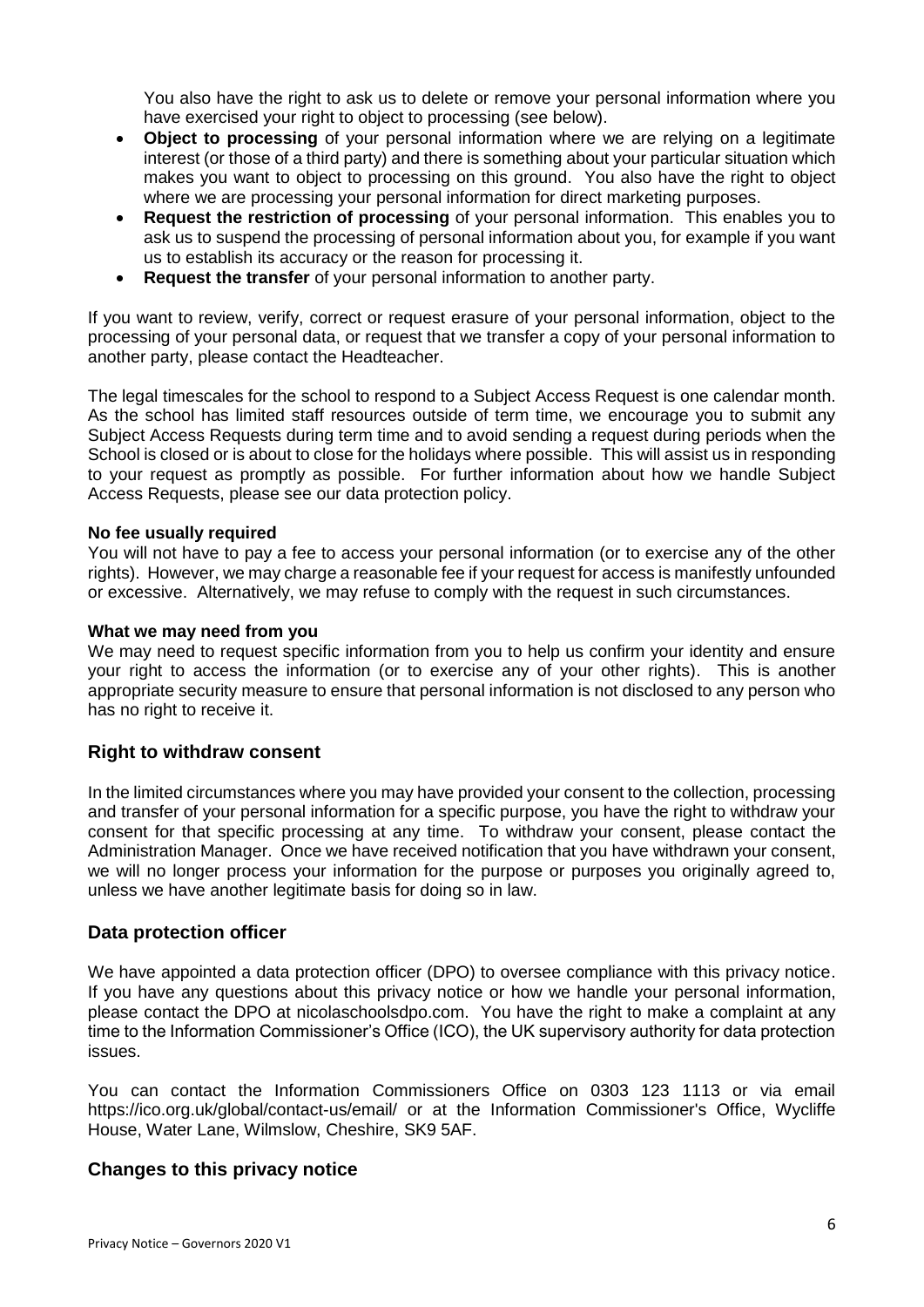You also have the right to ask us to delete or remove your personal information where you have exercised your right to object to processing (see below).

- **Object to processing** of your personal information where we are relying on a legitimate interest (or those of a third party) and there is something about your particular situation which makes you want to object to processing on this ground. You also have the right to object where we are processing your personal information for direct marketing purposes.
- **Request the restriction of processing** of your personal information. This enables you to ask us to suspend the processing of personal information about you, for example if you want us to establish its accuracy or the reason for processing it.
- **Request the transfer** of your personal information to another party.

If you want to review, verify, correct or request erasure of your personal information, object to the processing of your personal data, or request that we transfer a copy of your personal information to another party, please contact the Headteacher.

The legal timescales for the school to respond to a Subject Access Request is one calendar month. As the school has limited staff resources outside of term time, we encourage you to submit any Subject Access Requests during term time and to avoid sending a request during periods when the School is closed or is about to close for the holidays where possible. This will assist us in responding to your request as promptly as possible. For further information about how we handle Subject Access Requests, please see our data protection policy.

**No fee usually required**

You will not have to pay a fee to access your personal information (or to exercise any of the other rights). However, we may charge a reasonable fee if your request for access is manifestly unfounded or excessive. Alternatively, we may refuse to comply with the request in such circumstances.

**What we may need from you**

We may need to request specific information from you to help us confirm your identity and ensure your right to access the information (or to exercise any of your other rights). This is another appropriate security measure to ensure that personal information is not disclosed to any person who has no right to receive it.

## Right to withdraw consent

In the limited circumstances where you may have provided your consent to the collection, processing and transfer of your personal information for a specific purpose, you have the right to withdraw your consent for that specific processing at any time. To withdraw your consent, please contact the Administration Manager. Once we have received notification that you have withdrawn your consent, we will no longer process your information for the purpose or purposes you originally agreed to, unless we have another legitimate basis for doing so in law.

## Data protection officer

We have appointed a data protection officer (DPO) to oversee compliance with this privacy notice. If you have any questions about this privacy notice or how we handle your personal information, please contact the DPO at nicolaschoolsdpo.com. You have the right to make a complaint at any time to the Information Commissioner's Office (ICO), the UK supervisory authority for data protection issues.

You can contact the Information Commissioners Office on 0303 123 1113 or via email https://ico.org.uk/global/contact-us/email/ or at the Information Commissioner's Office, Wycliffe House, Water Lane, Wilmslow, Cheshire, SK9 5AF.

## Changes to this privacy notice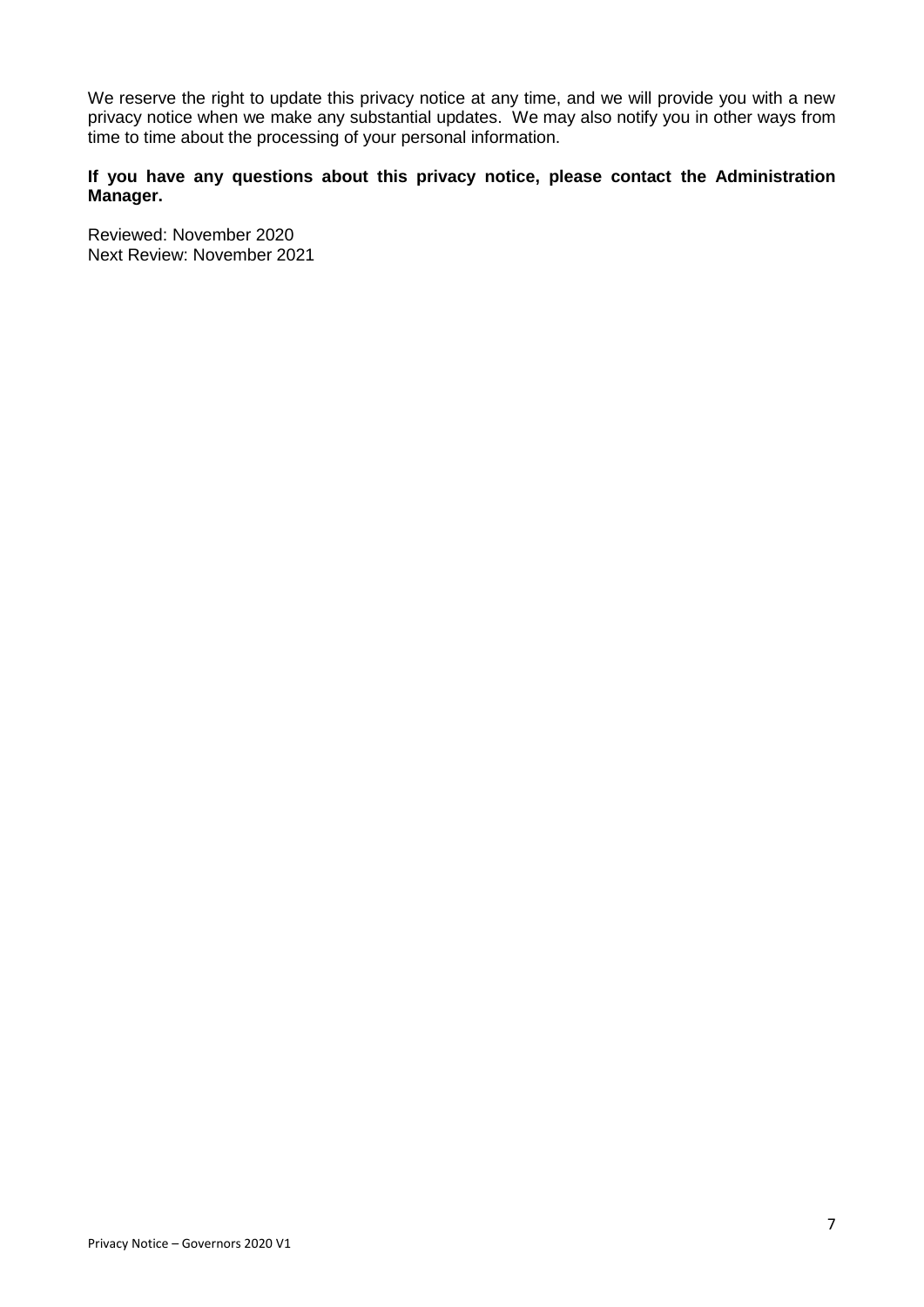We reserve the right to update this privacy notice at any time, and we will provide you with a new privacy notice when we make any substantial updates. We may also notify you in other ways from time to time about the processing of your personal information.

**If you have any questions about this privacy notice, please contact the Administration Manager.**

Reviewed: November 2020
Next Review: November 2021